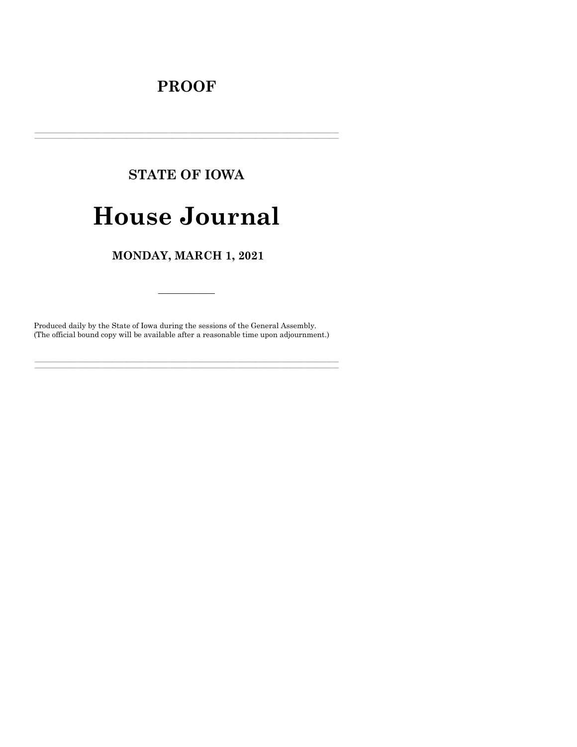# PROOF

---

## STATE OF IOWA

# House Journal

## MONDAY, MARCH 1, 2021

---

Produced daily by the State of Iowa during the sessions of the General Assembly.
(The official bound copy will be available after a reasonable time upon adjournment.)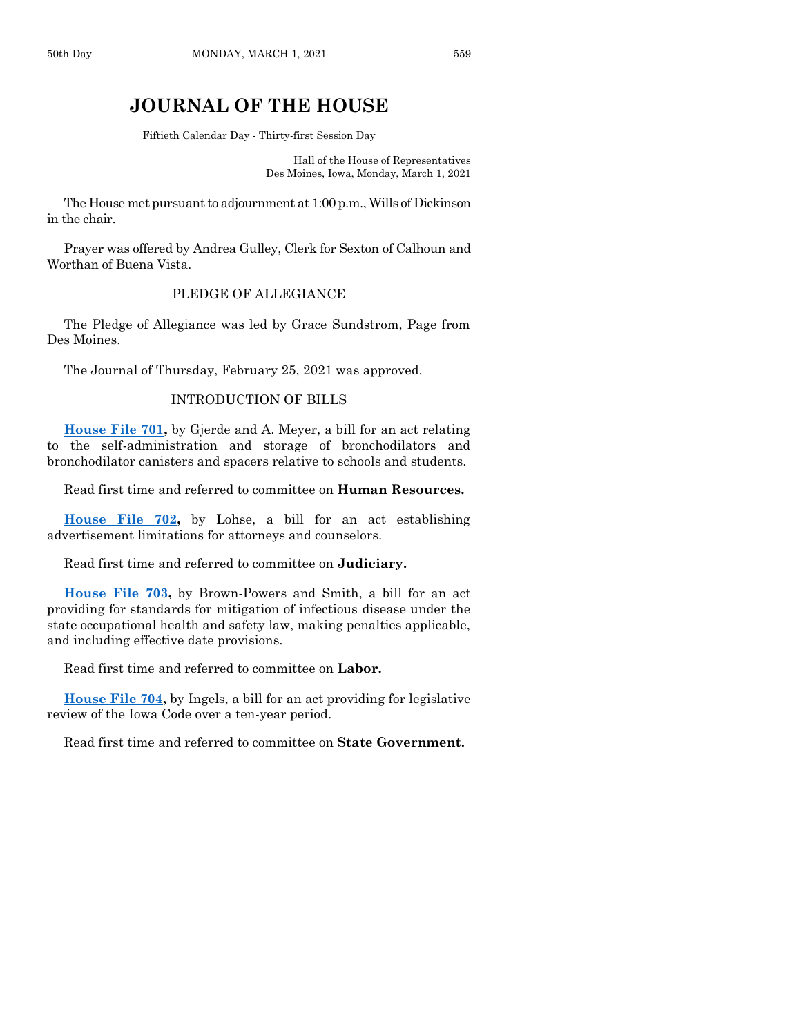# JOURNAL OF THE HOUSE

Fiftieth Calendar Day - Thirty-first Session Day

Hall of the House of Representatives
Des Moines, Iowa, Monday, March 1, 2021

The House met pursuant to adjournment at 1:00 p.m., Wills of Dickinson in the chair.

Prayer was offered by Andrea Gulley, Clerk for Sexton of Calhoun and Worthan of Buena Vista.

## PLEDGE OF ALLEGIANCE

The Pledge of Allegiance was led by Grace Sundstrom, Page from Des Moines.

The Journal of Thursday, February 25, 2021 was approved.

## INTRODUCTION OF BILLS

**House File 701,** by Gjerde and A. Meyer, a bill for an act relating to the self-administration and storage of bronchodilators and bronchodilator canisters and spacers relative to schools and students.

Read first time and referred to committee on **Human Resources.**

**House File 702,** by Lohse, a bill for an act establishing advertisement limitations for attorneys and counselors.

Read first time and referred to committee on **Judiciary.**

**House File 703,** by Brown-Powers and Smith, a bill for an act providing for standards for mitigation of infectious disease under the state occupational health and safety law, making penalties applicable, and including effective date provisions.

Read first time and referred to committee on **Labor.**

**House File 704,** by Ingels, a bill for an act providing for legislative review of the Iowa Code over a ten-year period.

Read first time and referred to committee on **State Government.**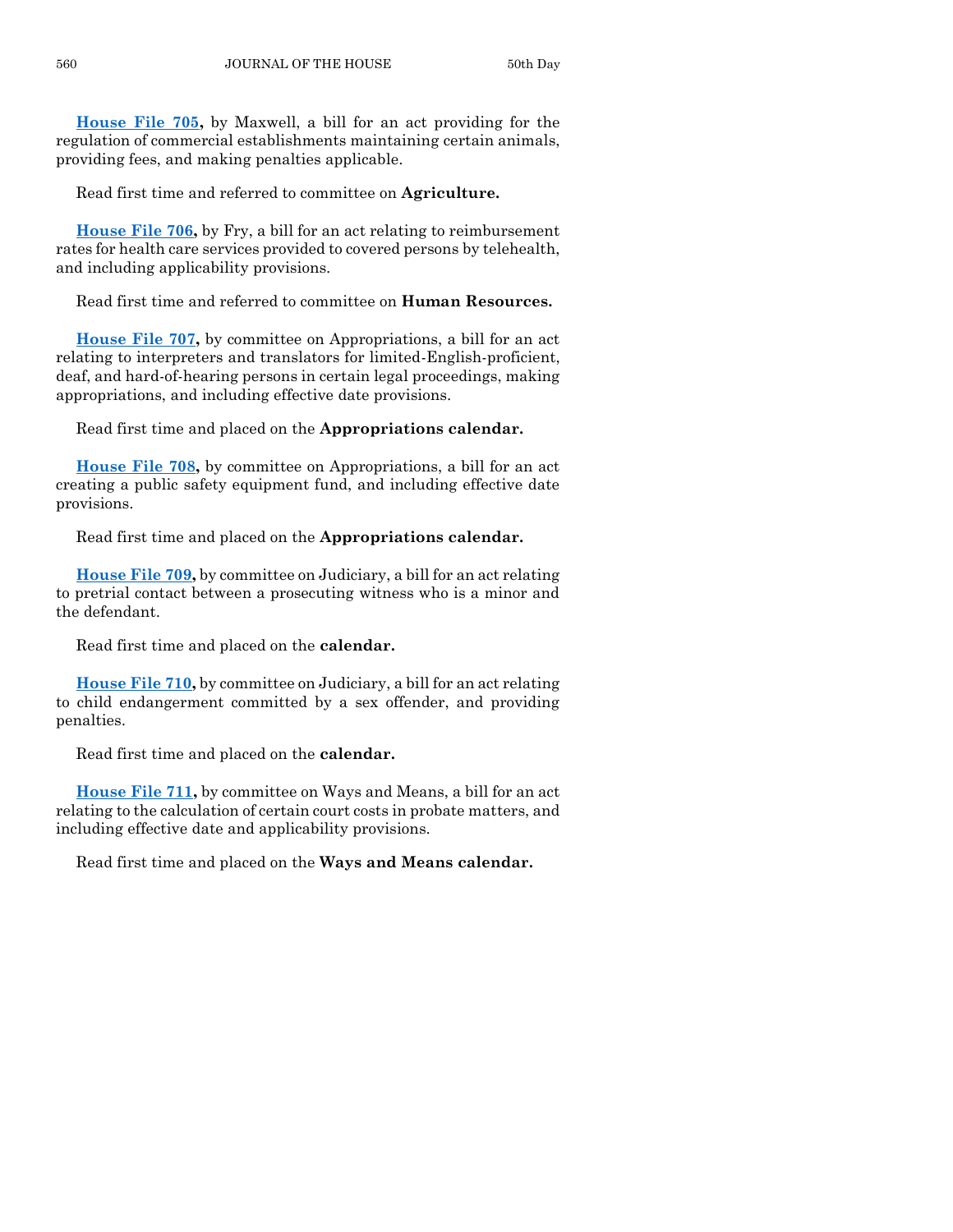**House File 705,** by Maxwell, a bill for an act providing for the regulation of commercial establishments maintaining certain animals, providing fees, and making penalties applicable.

Read first time and referred to committee on **Agriculture.**

**House File 706,** by Fry, a bill for an act relating to reimbursement rates for health care services provided to covered persons by telehealth, and including applicability provisions.

Read first time and referred to committee on **Human Resources.**

**House File 707,** by committee on Appropriations, a bill for an act relating to interpreters and translators for limited-English-proficient, deaf, and hard-of-hearing persons in certain legal proceedings, making appropriations, and including effective date provisions.

Read first time and placed on the **Appropriations calendar.**

**House File 708,** by committee on Appropriations, a bill for an act creating a public safety equipment fund, and including effective date provisions.

Read first time and placed on the **Appropriations calendar.**

**House File 709,** by committee on Judiciary, a bill for an act relating to pretrial contact between a prosecuting witness who is a minor and the defendant.

Read first time and placed on the **calendar.**

**House File 710,** by committee on Judiciary, a bill for an act relating to child endangerment committed by a sex offender, and providing penalties.

Read first time and placed on the **calendar.**

**House File 711,** by committee on Ways and Means, a bill for an act relating to the calculation of certain court costs in probate matters, and including effective date and applicability provisions.

Read first time and placed on the **Ways and Means calendar.**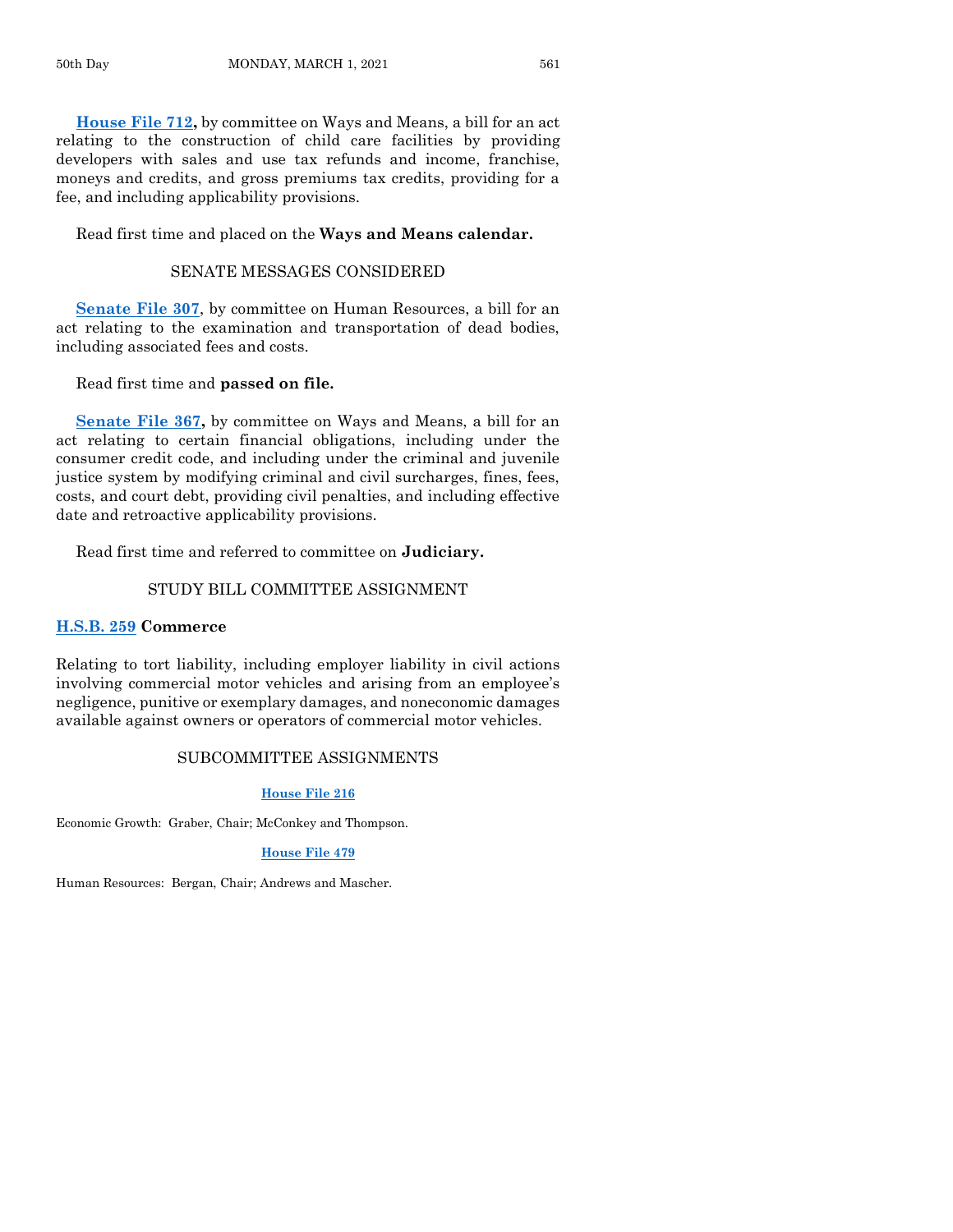**House File 712,** by committee on Ways and Means, a bill for an act relating to the construction of child care facilities by providing developers with sales and use tax refunds and income, franchise, moneys and credits, and gross premiums tax credits, providing for a fee, and including applicability provisions.

Read first time and placed on the **Ways and Means calendar.**

## SENATE MESSAGES CONSIDERED

**Senate File 307**, by committee on Human Resources, a bill for an act relating to the examination and transportation of dead bodies, including associated fees and costs.

Read first time and **passed on file.**

**Senate File 367,** by committee on Ways and Means, a bill for an act relating to certain financial obligations, including under the consumer credit code, and including under the criminal and juvenile justice system by modifying criminal and civil surcharges, fines, fees, costs, and court debt, providing civil penalties, and including effective date and retroactive applicability provisions.

Read first time and referred to committee on **Judiciary.**

## STUDY BILL COMMITTEE ASSIGNMENT

**H.S.B. 259 Commerce**

Relating to tort liability, including employer liability in civil actions involving commercial motor vehicles and arising from an employee's negligence, punitive or exemplary damages, and noneconomic damages available against owners or operators of commercial motor vehicles.

## SUBCOMMITTEE ASSIGNMENTS

**House File 216**

Economic Growth: Graber, Chair; McConkey and Thompson.

**House File 479**

Human Resources: Bergan, Chair; Andrews and Mascher.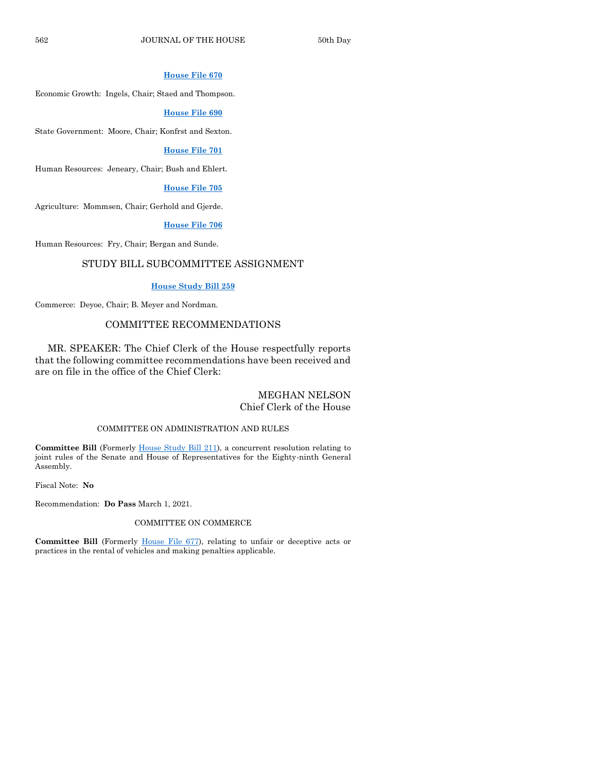**House File 670**

Economic Growth: Ingels, Chair; Staed and Thompson.

**House File 690**

State Government: Moore, Chair; Konfrst and Sexton.

**House File 701**

Human Resources: Jeneary, Chair; Bush and Ehlert.

**House File 705**

Agriculture: Mommsen, Chair; Gerhold and Gjerde.

**House File 706**

Human Resources: Fry, Chair; Bergan and Sunde.

## STUDY BILL SUBCOMMITTEE ASSIGNMENT

**House Study Bill 259**

Commerce: Deyoe, Chair; B. Meyer and Nordman.

## COMMITTEE RECOMMENDATIONS

MR. SPEAKER: The Chief Clerk of the House respectfully reports that the following committee recommendations have been received and are on file in the office of the Chief Clerk:

MEGHAN NELSON
Chief Clerk of the House

### COMMITTEE ON ADMINISTRATION AND RULES

**Committee Bill** (Formerly House Study Bill 211), a concurrent resolution relating to joint rules of the Senate and House of Representatives for the Eighty-ninth General Assembly.

Fiscal Note: **No**

Recommendation: **Do Pass** March 1, 2021.

### COMMITTEE ON COMMERCE

**Committee Bill** (Formerly House File 677), relating to unfair or deceptive acts or practices in the rental of vehicles and making penalties applicable.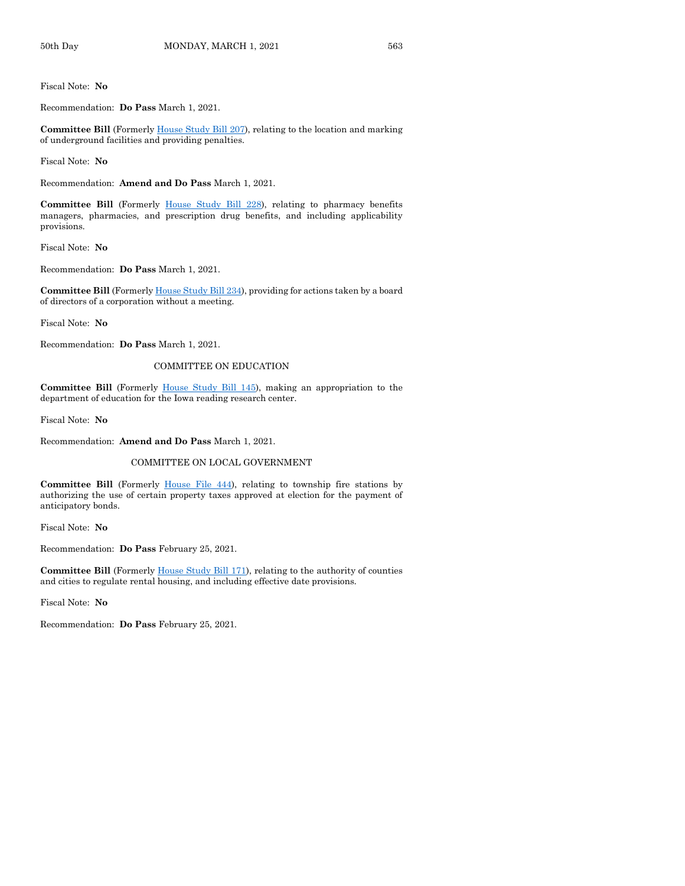Fiscal Note: **No**

Recommendation: **Do Pass** March 1, 2021.

**Committee Bill** (Formerly House Study Bill 207), relating to the location and marking of underground facilities and providing penalties.

Fiscal Note: **No**

Recommendation: **Amend and Do Pass** March 1, 2021.

**Committee Bill** (Formerly House Study Bill 228), relating to pharmacy benefits managers, pharmacies, and prescription drug benefits, and including applicability provisions.

Fiscal Note: **No**

Recommendation: **Do Pass** March 1, 2021.

**Committee Bill** (Formerly House Study Bill 234), providing for actions taken by a board of directors of a corporation without a meeting.

Fiscal Note: **No**

Recommendation: **Do Pass** March 1, 2021.

COMMITTEE ON EDUCATION

**Committee Bill** (Formerly House Study Bill 145), making an appropriation to the department of education for the Iowa reading research center.

Fiscal Note: **No**

Recommendation: **Amend and Do Pass** March 1, 2021.

COMMITTEE ON LOCAL GOVERNMENT

**Committee Bill** (Formerly House File 444), relating to township fire stations by authorizing the use of certain property taxes approved at election for the payment of anticipatory bonds.

Fiscal Note: **No**

Recommendation: **Do Pass** February 25, 2021.

**Committee Bill** (Formerly House Study Bill 171), relating to the authority of counties and cities to regulate rental housing, and including effective date provisions.

Fiscal Note: **No**

Recommendation: **Do Pass** February 25, 2021.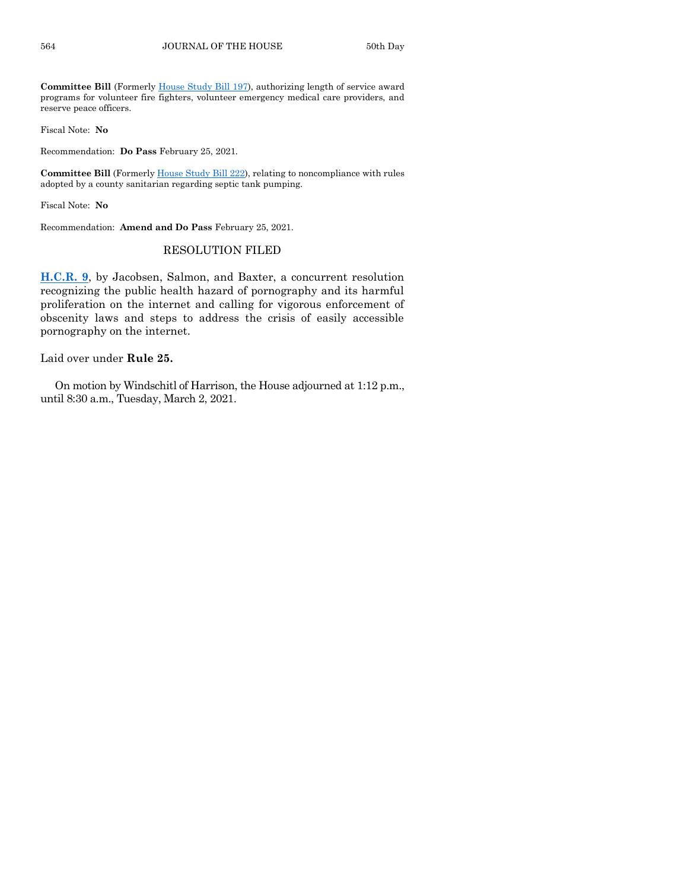**Committee Bill** (Formerly House Study Bill 197), authorizing length of service award programs for volunteer fire fighters, volunteer emergency medical care providers, and reserve peace officers.

Fiscal Note: **No**

Recommendation: **Do Pass** February 25, 2021.

**Committee Bill** (Formerly House Study Bill 222), relating to noncompliance with rules adopted by a county sanitarian regarding septic tank pumping.

Fiscal Note: **No**

Recommendation: **Amend and Do Pass** February 25, 2021.

## RESOLUTION FILED

**H.C.R. 9**, by Jacobsen, Salmon, and Baxter, a concurrent resolution recognizing the public health hazard of pornography and its harmful proliferation on the internet and calling for vigorous enforcement of obscenity laws and steps to address the crisis of easily accessible pornography on the internet.

Laid over under **Rule 25.**

On motion by Windschitl of Harrison, the House adjourned at 1:12 p.m., until 8:30 a.m., Tuesday, March 2, 2021.